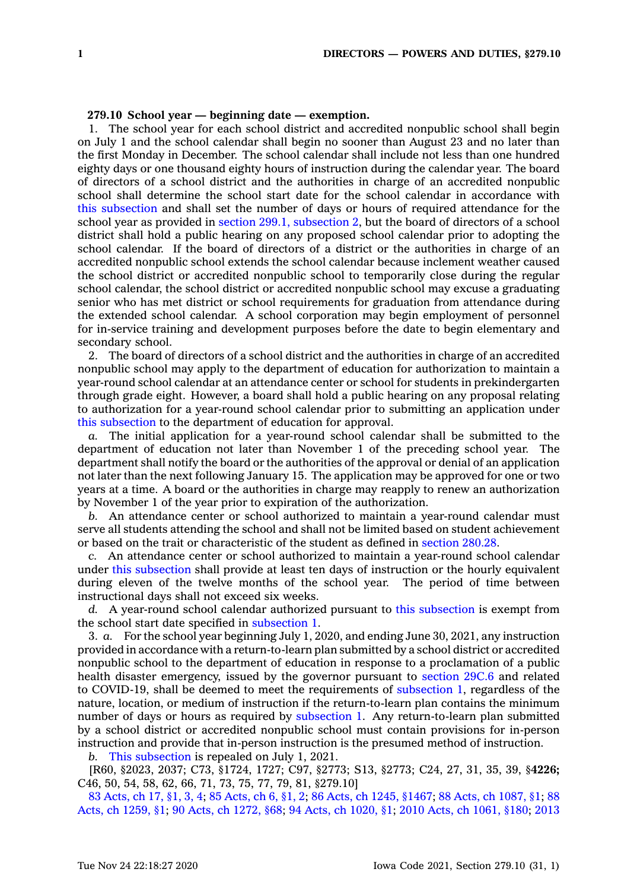**279.10 School year — beginning date — exemption.**

1. The school year for each school district and accredited nonpublic school shall begin on July 1 and the school calendar shall begin no sooner than August 23 and no later than the first Monday in December. The school calendar shall include not less than one hundred eighty days or one thousand eighty hours of instruction during the calendar year. The board of directors of a school district and the authorities in charge of an accredited nonpublic school shall determine the school start date for the school calendar in accordance with this subsection and shall set the number of days or hours of required attendance for the school year as provided in section 299.1, subsection 2, but the board of directors of a school district shall hold a public hearing on any proposed school calendar prior to adopting the school calendar. If the board of directors of a district or the authorities in charge of an accredited nonpublic school extends the school calendar because inclement weather caused the school district or accredited nonpublic school to temporarily close during the regular school calendar, the school district or accredited nonpublic school may excuse a graduating senior who has met district or school requirements for graduation from attendance during the extended school calendar. A school corporation may begin employment of personnel for in-service training and development purposes before the date to begin elementary and secondary school.

2. The board of directors of a school district and the authorities in charge of an accredited nonpublic school may apply to the department of education for authorization to maintain a year-round school calendar at an attendance center or school for students in prekindergarten through grade eight. However, a board shall hold a public hearing on any proposal relating to authorization for a year-round school calendar prior to submitting an application under this subsection to the department of education for approval.

*a.* The initial application for a year-round school calendar shall be submitted to the department of education not later than November 1 of the preceding school year. The department shall notify the board or the authorities of the approval or denial of an application not later than the next following January 15. The application may be approved for one or two years at a time. A board or the authorities in charge may reapply to renew an authorization by November 1 of the year prior to expiration of the authorization.

*b.* An attendance center or school authorized to maintain a year-round calendar must serve all students attending the school and shall not be limited based on student achievement or based on the trait or characteristic of the student as defined in section 280.28.

*c.* An attendance center or school authorized to maintain a year-round school calendar under this subsection shall provide at least ten days of instruction or the hourly equivalent during eleven of the twelve months of the school year. The period of time between instructional days shall not exceed six weeks.

*d.* A year-round school calendar authorized pursuant to this subsection is exempt from the school start date specified in subsection 1.

3. *a.* For the school year beginning July 1, 2020, and ending June 30, 2021, any instruction provided in accordance with a return-to-learn plan submitted by a school district or accredited nonpublic school to the department of education in response to a proclamation of a public health disaster emergency, issued by the governor pursuant to section 29C.6 and related to COVID-19, shall be deemed to meet the requirements of subsection 1, regardless of the nature, location, or medium of instruction if the return-to-learn plan contains the minimum number of days or hours as required by subsection 1. Any return-to-learn plan submitted by a school district or accredited nonpublic school must contain provisions for in-person instruction and provide that in-person instruction is the presumed method of instruction.

*b.* This subsection is repealed on July 1, 2021.

[R60, §2023, 2037; C73, §1724, 1727; C97, §2773; S13, §2773; C24, 27, 31, 35, 39, §**4226;** C46, 50, 54, 58, 62, 66, 71, 73, 75, 77, 79, 81, §279.10]

83 Acts, ch 17, §1, 3, 4; 85 Acts, ch 6, §1, 2; 86 Acts, ch 1245, §1467; 88 Acts, ch 1087, §1; 88 Acts, ch 1259, §1; 90 Acts, ch 1272, §68; 94 Acts, ch 1020, §1; 2010 Acts, ch 1061, §180; 2013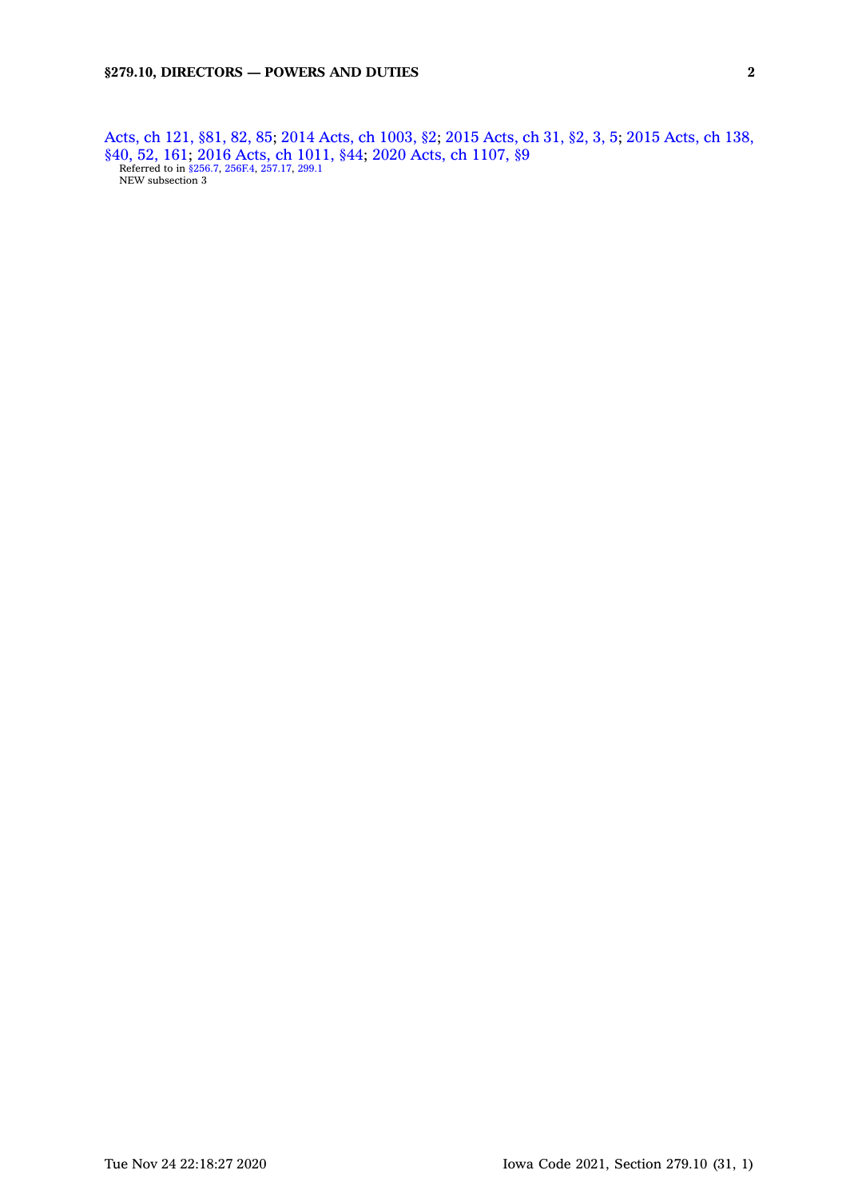Acts, ch 121, §81, 82, 85; 2014 Acts, ch 1003, §2; 2015 Acts, ch 31, §2, 3, 5; 2015 Acts, ch 138, §40, 52, 161; 2016 Acts, ch 1011, §44; 2020 Acts, ch 1107, §9

Referred to in §256.7, 256F.4, 257.17, 299.1

NEW subsection 3